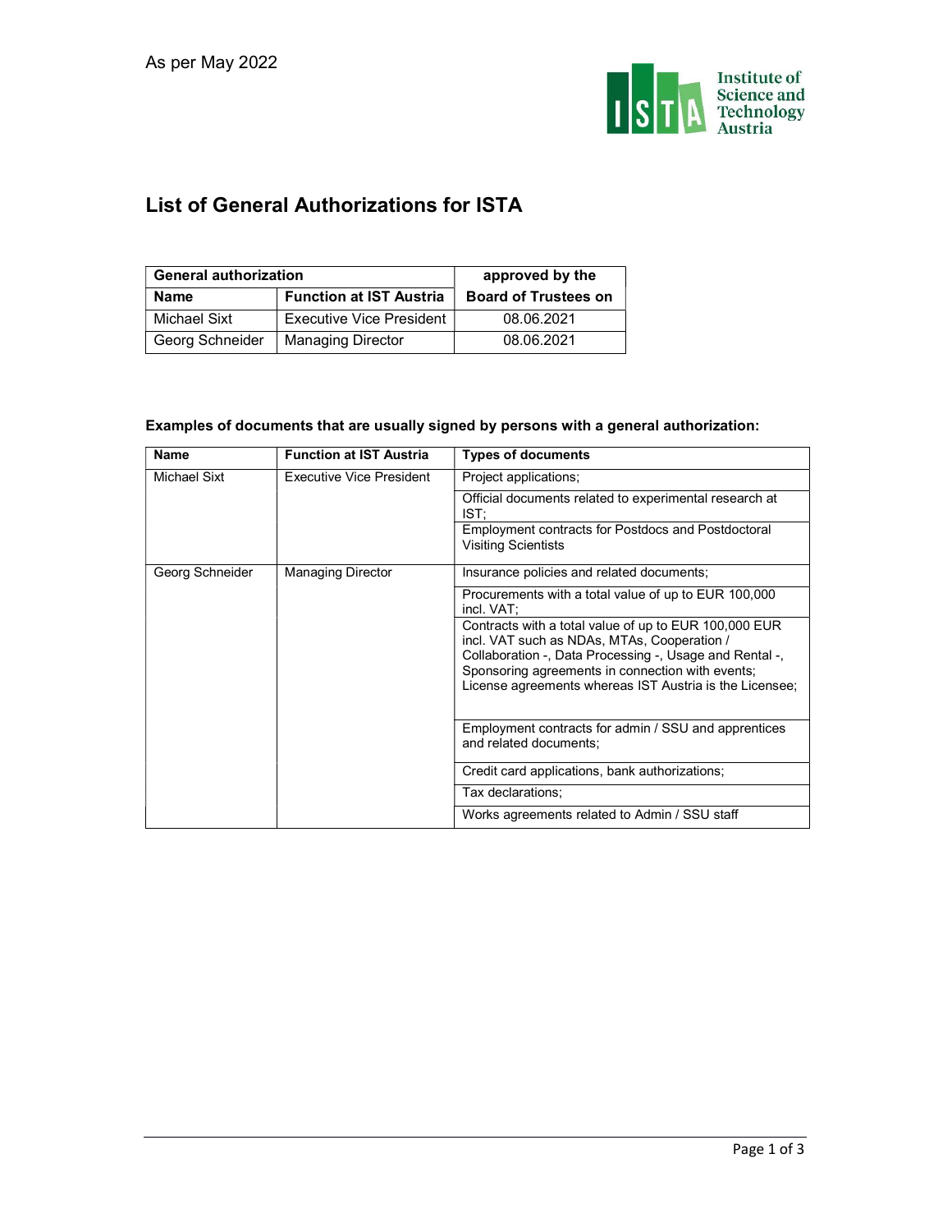As per May 2022

# List of General Authorizations for ISTA

| General authorization | | approved by the |
|---|---|---|
| **Name** | **Function at IST Austria** | **Board of Trustees on** |
| Michael Sixt | Executive Vice President | 08.06.2021 |
| Georg Schneider | Managing Director | 08.06.2021 |

**Examples of documents that are usually signed by persons with a general authorization:**

| Name | Function at IST Austria | Types of documents |
|---|---|---|
| Michael Sixt | Executive Vice President | Project applications; |
| | | Official documents related to experimental research at IST; |
| | | Employment contracts for Postdocs and Postdoctoral Visiting Scientists |
| Georg Schneider | Managing Director | Insurance policies and related documents; |
| | | Procurements with a total value of up to EUR 100,000 incl. VAT; |
| | | Contracts with a total value of up to EUR 100,000 EUR incl. VAT such as NDAs, MTAs, Cooperation / Collaboration -, Data Processing -, Usage and Rental -, Sponsoring agreements in connection with events; License agreements whereas IST Austria is the Licensee; |
| | | Employment contracts for admin / SSU and apprentices and related documents; |
| | | Credit card applications, bank authorizations; |
| | | Tax declarations; |
| | | Works agreements related to Admin / SSU staff |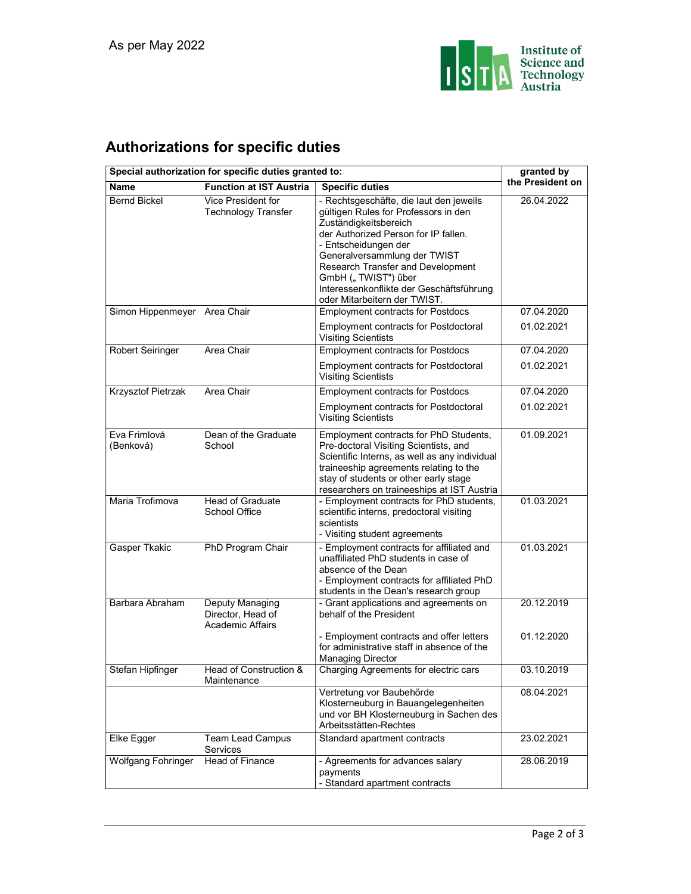As per May 2022

## Authorizations for specific duties

| Special authorization for specific duties granted to: | | | granted by the President on |
|---|---|---|---|
| **Name** | **Function at IST Austria** | **Specific duties** | |
| Bernd Bickel | Vice President for Technology Transfer | - Rechtsgeschäfte, die laut den jeweils gültigen Rules for Professors in den Zuständigkeitsbereich der Authorized Person for IP fallen.<br>- Entscheidungen der Generalversammlung der TWIST Research Transfer and Development GmbH („ TWIST") über Interessenkonflikte der Geschäftsführung oder Mitarbeitern der TWIST. | 26.04.2022 |
| Simon Hippenmeyer | Area Chair | Employment contracts for Postdocs | 07.04.2020 |
| | | Employment contracts for Postdoctoral Visiting Scientists | 01.02.2021 |
| Robert Seiringer | Area Chair | Employment contracts for Postdocs | 07.04.2020 |
| | | Employment contracts for Postdoctoral Visiting Scientists | 01.02.2021 |
| Krzysztof Pietrzak | Area Chair | Employment contracts for Postdocs | 07.04.2020 |
| | | Employment contracts for Postdoctoral Visiting Scientists | 01.02.2021 |
| Eva Frimlová (Benková) | Dean of the Graduate School | Employment contracts for PhD Students, Pre-doctoral Visiting Scientists, and Scientific Interns, as well as any individual traineeship agreements relating to the stay of students or other early stage researchers on traineeships at IST Austria | 01.09.2021 |
| Maria Trofimova | Head of Graduate School Office | - Employment contracts for PhD students, scientific interns, predoctoral visiting scientists<br>- Visiting student agreements | 01.03.2021 |
| Gasper Tkakic | PhD Program Chair | - Employment contracts for affiliated and unaffiliated PhD students in case of absence of the Dean<br>- Employment contracts for affiliated PhD students in the Dean's research group | 01.03.2021 |
| Barbara Abraham | Deputy Managing Director, Head of Academic Affairs | - Grant applications and agreements on behalf of the President | 20.12.2019 |
| | | - Employment contracts and offer letters for administrative staff in absence of the Managing Director | 01.12.2020 |
| Stefan Hipfinger | Head of Construction & Maintenance | Charging Agreements for electric cars | 03.10.2019 |
| | | Vertretung vor Baubehörde Klosterneuburg in Bauangelegenheiten und vor BH Klosterneuburg in Sachen des Arbeitsstätten-Rechtes | 08.04.2021 |
| Elke Egger | Team Lead Campus Services | Standard apartment contracts | 23.02.2021 |
| Wolfgang Fohringer | Head of Finance | - Agreements for advances salary payments<br>- Standard apartment contracts | 28.06.2019 |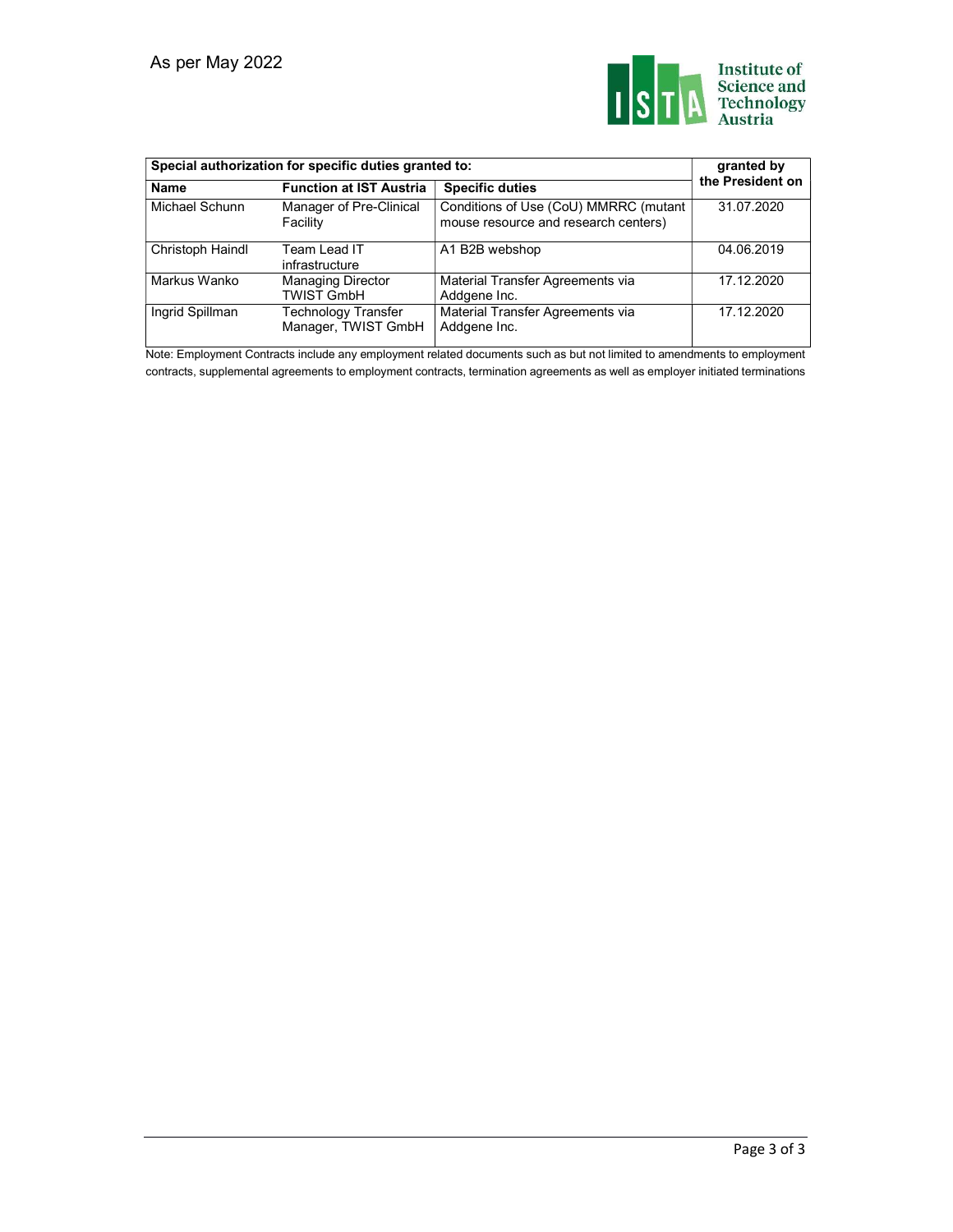As per May 2022

| Special authorization for specific duties granted to: | | | granted by the President on |
|---|---|---|---|
| **Name** | **Function at IST Austria** | **Specific duties** | |
| Michael Schunn | Manager of Pre-Clinical Facility | Conditions of Use (CoU) MMRRC (mutant mouse resource and research centers) | 31.07.2020 |
| Christoph Haindl | Team Lead IT infrastructure | A1 B2B webshop | 04.06.2019 |
| Markus Wanko | Managing Director TWIST GmbH | Material Transfer Agreements via Addgene Inc. | 17.12.2020 |
| Ingrid Spillman | Technology Transfer Manager, TWIST GmbH | Material Transfer Agreements via Addgene Inc. | 17.12.2020 |

Note: Employment Contracts include any employment related documents such as but not limited to amendments to employment contracts, supplemental agreements to employment contracts, termination agreements as well as employer initiated terminations